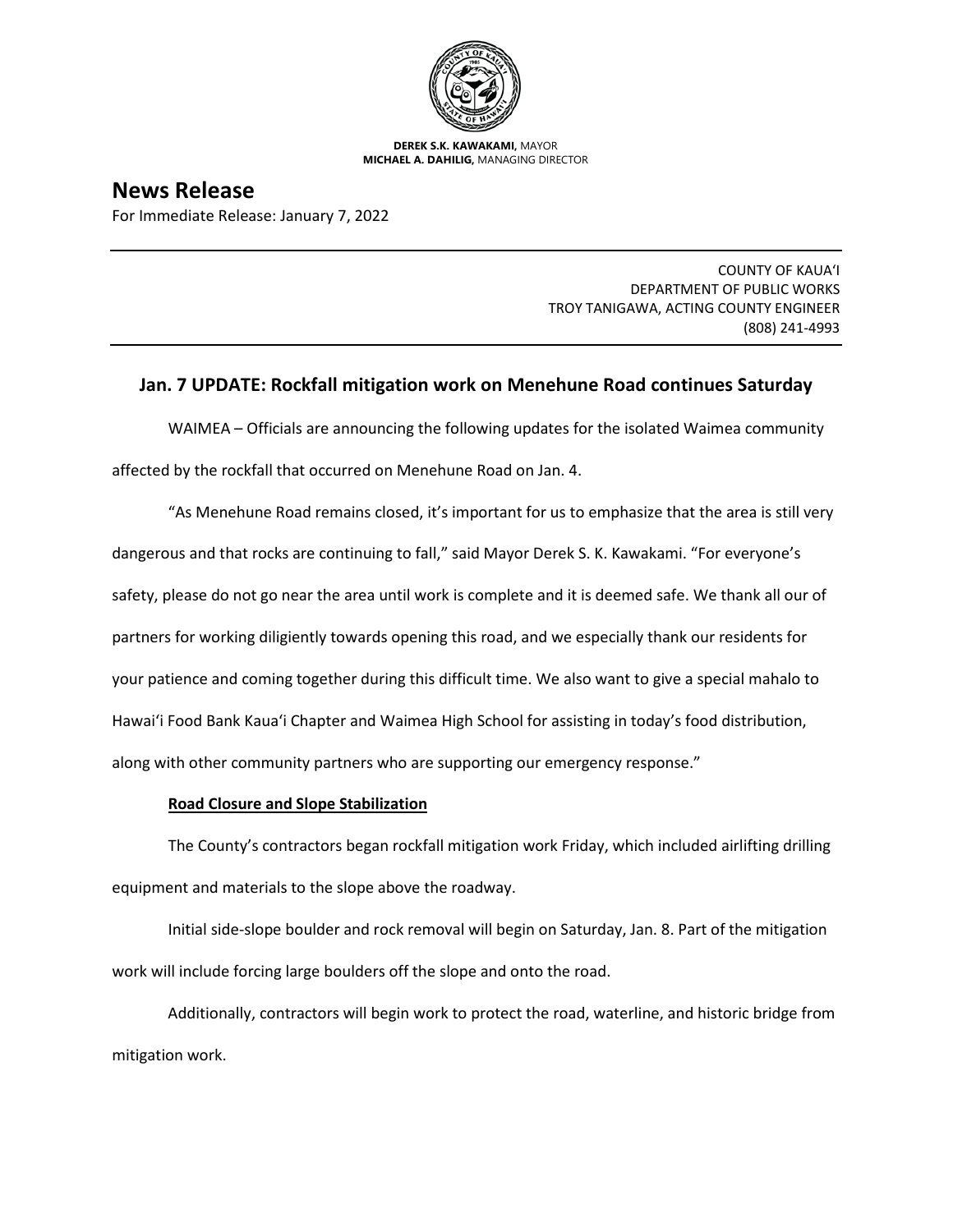**DEREK S.K. KAWAKAMI,** MAYOR
**MICHAEL A. DAHILIG,** MANAGING DIRECTOR

# News Release

For Immediate Release: January 7, 2022

---

COUNTY OF KAUA'I
DEPARTMENT OF PUBLIC WORKS
TROY TANIGAWA, ACTING COUNTY ENGINEER
(808) 241-4993

---

## Jan. 7 UPDATE: Rockfall mitigation work on Menehune Road continues Saturday

WAIMEA – Officials are announcing the following updates for the isolated Waimea community affected by the rockfall that occurred on Menehune Road on Jan. 4.

"As Menehune Road remains closed, it's important for us to emphasize that the area is still very dangerous and that rocks are continuing to fall," said Mayor Derek S. K. Kawakami. "For everyone's safety, please do not go near the area until work is complete and it is deemed safe. We thank all our of partners for working diligently towards opening this road, and we especially thank our residents for your patience and coming together during this difficult time. We also want to give a special mahalo to Hawai'i Food Bank Kaua'i Chapter and Waimea High School for assisting in today's food distribution, along with other community partners who are supporting our emergency response."

**Road Closure and Slope Stabilization**

The County's contractors began rockfall mitigation work Friday, which included airlifting drilling equipment and materials to the slope above the roadway.

Initial side-slope boulder and rock removal will begin on Saturday, Jan. 8. Part of the mitigation work will include forcing large boulders off the slope and onto the road.

Additionally, contractors will begin work to protect the road, waterline, and historic bridge from mitigation work.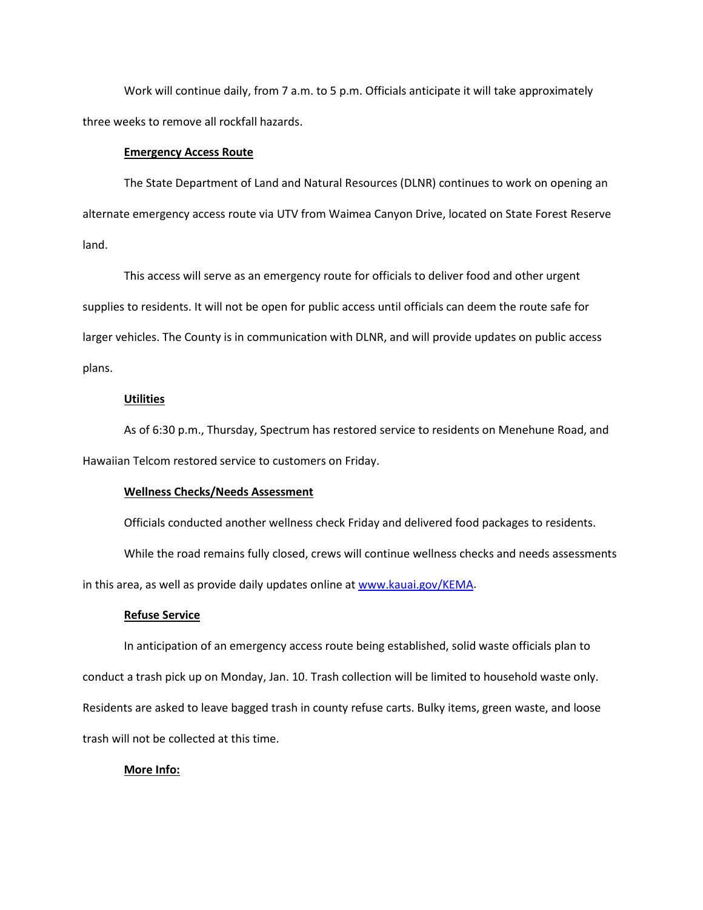Work will continue daily, from 7 a.m. to 5 p.m. Officials anticipate it will take approximately three weeks to remove all rockfall hazards.

**Emergency Access Route**

The State Department of Land and Natural Resources (DLNR) continues to work on opening an alternate emergency access route via UTV from Waimea Canyon Drive, located on State Forest Reserve land.

This access will serve as an emergency route for officials to deliver food and other urgent supplies to residents. It will not be open for public access until officials can deem the route safe for larger vehicles. The County is in communication with DLNR, and will provide updates on public access plans.

**Utilities**

As of 6:30 p.m., Thursday, Spectrum has restored service to residents on Menehune Road, and Hawaiian Telcom restored service to customers on Friday.

**Wellness Checks/Needs Assessment**

Officials conducted another wellness check Friday and delivered food packages to residents.

While the road remains fully closed, crews will continue wellness checks and needs assessments in this area, as well as provide daily updates online at [www.kauai.gov/KEMA](http://www.kauai.gov/KEMA).

**Refuse Service**

In anticipation of an emergency access route being established, solid waste officials plan to conduct a trash pick up on Monday, Jan. 10. Trash collection will be limited to household waste only. Residents are asked to leave bagged trash in county refuse carts. Bulky items, green waste, and loose trash will not be collected at this time.

**More Info:**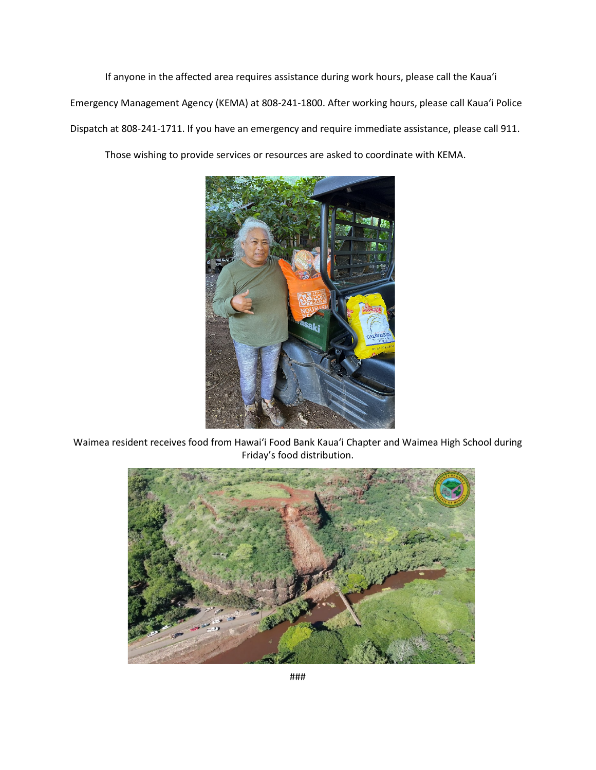If anyone in the affected area requires assistance during work hours, please call the Kauaʻi Emergency Management Agency (KEMA) at 808-241-1800. After working hours, please call Kauaʻi Police Dispatch at 808-241-1711. If you have an emergency and require immediate assistance, please call 911.

Those wishing to provide services or resources are asked to coordinate with KEMA.

Waimea resident receives food from Hawaiʻi Food Bank Kauaʻi Chapter and Waimea High School during Friday's food distribution.

###